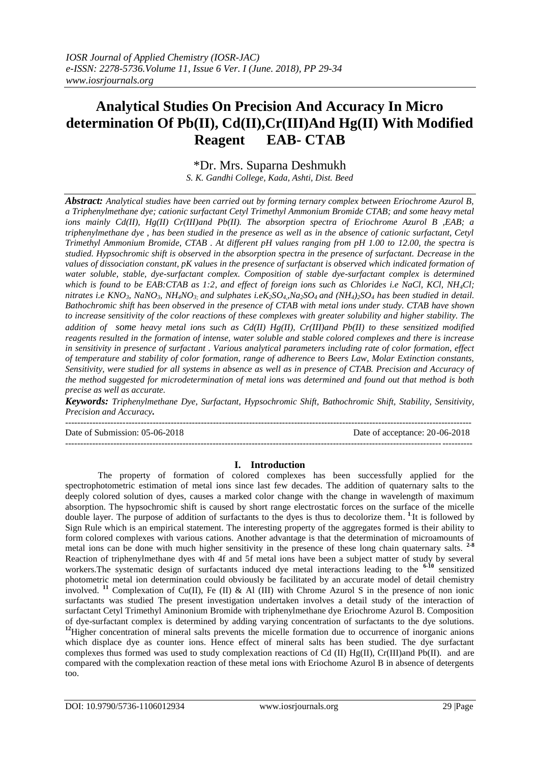# Analytical Studies On Precision And Accuracy In Micro determination Of Pb(II), Cd(II),Cr(III)And Hg(II) With Modified Reagent EAB- CTAB

\*Dr. Mrs. Suparna Deshmukh

*S. K. Gandhi College, Kada, Ashti, Dist. Beed*

***Abstract:*** *Analytical studies have been carried out by forming ternary complex between Eriochrome Azurol B, a Triphenylmethane dye; cationic surfactant Cetyl Trimethyl Ammonium Bromide CTAB; and some heavy metal ions mainly Cd(II), Hg(II) Cr(III)and Pb(II). The absorption spectra of Eriochrome Azurol B ,EAB; a triphenylmethane dye , has been studied in the presence as well as in the absence of cationic surfactant, Cetyl Trimethyl Ammonium Bromide, CTAB . At different pH values ranging from pH 1.00 to 12.00, the spectra is studied. Hypsochromic shift is observed in the absorption spectra in the presence of surfactant. Decrease in the values of dissociation constant, pK values in the presence of surfactant is observed which indicated formation of water soluble, stable, dye-surfactant complex. Composition of stable dye-surfactant complex is determined which is found to be EAB:CTAB as 1:2, and effect of foreign ions such as Chlorides i.e NaCl, KCl, $NH_4Cl$; nitrates i.e $KNO_3$, $NaNO_3$, $NH_4NO_3$; and sulphates i.e$K_2SO_4$,$Na_2SO_4$ and $(NH_4)_2SO_4$ has been studied in detail. Bathochromic shift has been observed in the presence of CTAB with metal ions under study. CTAB have shown to increase sensitivity of the color reactions of these complexes with greater solubility and higher stability. The addition of some heavy metal ions such as Cd(II) Hg(II), Cr(III)and Pb(II) to these sensitized modified reagents resulted in the formation of intense, water soluble and stable colored complexes and there is increase in sensitivity in presence of surfactant . Various analytical parameters including rate of color formation, effect of temperature and stability of color formation, range of adherence to Beers Law, Molar Extinction constants, Sensitivity, were studied for all systems in absence as well as in presence of CTAB. Precision and Accuracy of the method suggested for microdetermination of metal ions was determined and found out that method is both precise as well as accurate.*

***Keywords:*** *Triphenylmethane Dye, Surfactant, Hypsochromic Shift, Bathochromic Shift, Stability, Sensitivity, Precision and Accuracy.*

---

Date of Submission: 05-06-2018 Date of acceptance: 20-06-2018

---

## I. Introduction

The property of formation of colored complexes has been successfully applied for the spectrophotometric estimation of metal ions since last few decades. The addition of quaternary salts to the deeply colored solution of dyes, causes a marked color change with the change in wavelength of maximum absorption. The hypsochromic shift is caused by short range electrostatic forces on the surface of the micelle double layer. The purpose of addition of surfactants to the dyes is thus to decolorize them. [1] It is followed by Sign Rule which is an empirical statement. The interesting property of the aggregates formed is their ability to form colored complexes with various cations. Another advantage is that the determination of microamounts of metal ions can be done with much higher sensitivity in the presence of these long chain quaternary salts. [2-8] Reaction of triphenylmethane dyes with 4f and 5f metal ions have been a subject matter of study by several workers.The systematic design of surfactants induced dye metal interactions leading to the [6-10] sensitized photometric metal ion determination could obviously be facilitated by an accurate model of detail chemistry involved. [11] Complexation of Cu(II), Fe (II) & Al (III) with Chrome Azurol S in the presence of non ionic surfactants was studied The present investigation undertaken involves a detail study of the interaction of surfactant Cetyl Trimethyl Aminonium Bromide with triphenylmethane dye Eriochrome Azurol B. Composition of dye-surfactant complex is determined by adding varying concentration of surfactants to the dye solutions. [12]Higher concentration of mineral salts prevents the micelle formation due to occurrence of inorganic anions which displace dye as counter ions. Hence effect of mineral salts has been studied. The dye surfactant complexes thus formed was used to study complexation reactions of Cd (II) Hg(II), Cr(III)and Pb(II). and are compared with the complexation reaction of these metal ions with Eriochome Azurol B in absence of detergents too.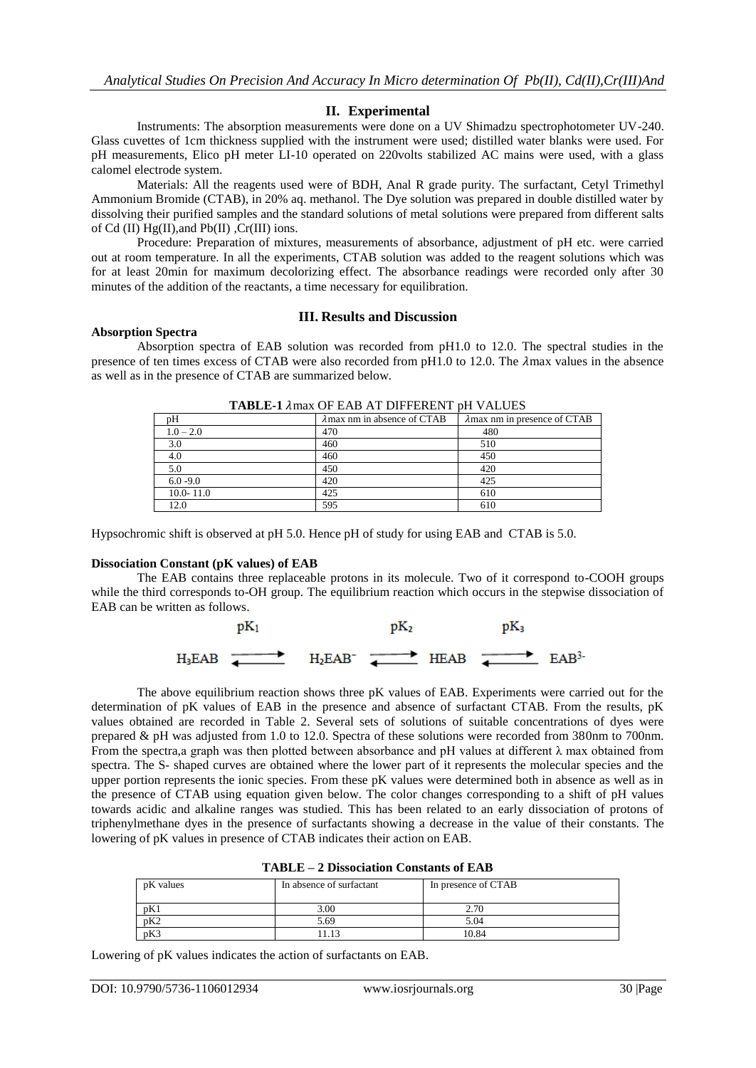## II. Experimental

Instruments: The absorption measurements were done on a UV Shimadzu spectrophotometer UV-240. Glass cuvettes of 1cm thickness supplied with the instrument were used; distilled water blanks were used. For pH measurements, Elico pH meter LI-10 operated on 220volts stabilized AC mains were used, with a glass calomel electrode system.

Materials: All the reagents used were of BDH, Anal R grade purity. The surfactant, Cetyl Trimethyl Ammonium Bromide (CTAB), in 20% aq. methanol. The Dye solution was prepared in double distilled water by dissolving their purified samples and the standard solutions of metal solutions were prepared from different salts of Cd (II) Hg(II),and Pb(II) ,Cr(III) ions.

Procedure: Preparation of mixtures, measurements of absorbance, adjustment of pH etc. were carried out at room temperature. In all the experiments, CTAB solution was added to the reagent solutions which was for at least 20min for maximum decolorizing effect. The absorbance readings were recorded only after 30 minutes of the addition of the reactants, a time necessary for equilibration.

## III. Results and Discussion

**Absorption Spectra**

Absorption spectra of EAB solution was recorded from pH1.0 to 12.0. The spectral studies in the presence of ten times excess of CTAB were also recorded from pH1.0 to 12.0. The $\lambda$max values in the absence as well as in the presence of CTAB are summarized below.

**TABLE-1 $\lambda$max OF EAB AT DIFFERENT pH VALUES**

| pH | $\lambda$max nm in absence of CTAB | $\lambda$max nm in presence of CTAB |
|---|---|---|
| 1.0 – 2.0 | 470 | 480 |
| 3.0 | 460 | 510 |
| 4.0 | 460 | 450 |
| 5.0 | 450 | 420 |
| 6.0 -9.0 | 420 | 425 |
| 10.0- 11.0 | 425 | 610 |
| 12.0 | 595 | 610 |

Hypsochromic shift is observed at pH 5.0. Hence pH of study for using EAB and CTAB is 5.0.

**Dissociation Constant (pK values) of EAB**

The EAB contains three replaceable protons in its molecule. Two of it correspond to-COOH groups while the third corresponds to-OH group. The equilibrium reaction which occurs in the stepwise dissociation of EAB can be written as follows.

$$H_3EAB \overset{pK_1}{\rightleftharpoons} H_2EAB^- \overset{pK_2}{\rightleftharpoons} HEAB \overset{pK_3}{\rightleftharpoons} EAB^{3-}$$

The above equilibrium reaction shows three pK values of EAB. Experiments were carried out for the determination of pK values of EAB in the presence and absence of surfactant CTAB. From the results, pK values obtained are recorded in Table 2. Several sets of solutions of suitable concentrations of dyes were prepared & pH was adjusted from 1.0 to 12.0. Spectra of these solutions were recorded from 380nm to 700nm. From the spectra,a graph was then plotted between absorbance and pH values at different λ max obtained from spectra. The S- shaped curves are obtained where the lower part of it represents the molecular species and the upper portion represents the ionic species. From these pK values were determined both in absence as well as in the presence of CTAB using equation given below. The color changes corresponding to a shift of pH values towards acidic and alkaline ranges was studied. This has been related to an early dissociation of protons of triphenylmethane dyes in the presence of surfactants showing a decrease in the value of their constants. The lowering of pK values in presence of CTAB indicates their action on EAB.

**TABLE – 2 Dissociation Constants of EAB**

| pK values | In absence of surfactant | In presence of CTAB |
|---|---|---|
| pK1 | 3.00 | 2.70 |
| pK2 | 5.69 | 5.04 |
| pK3 | 11.13 | 10.84 |

Lowering of pK values indicates the action of surfactants on EAB.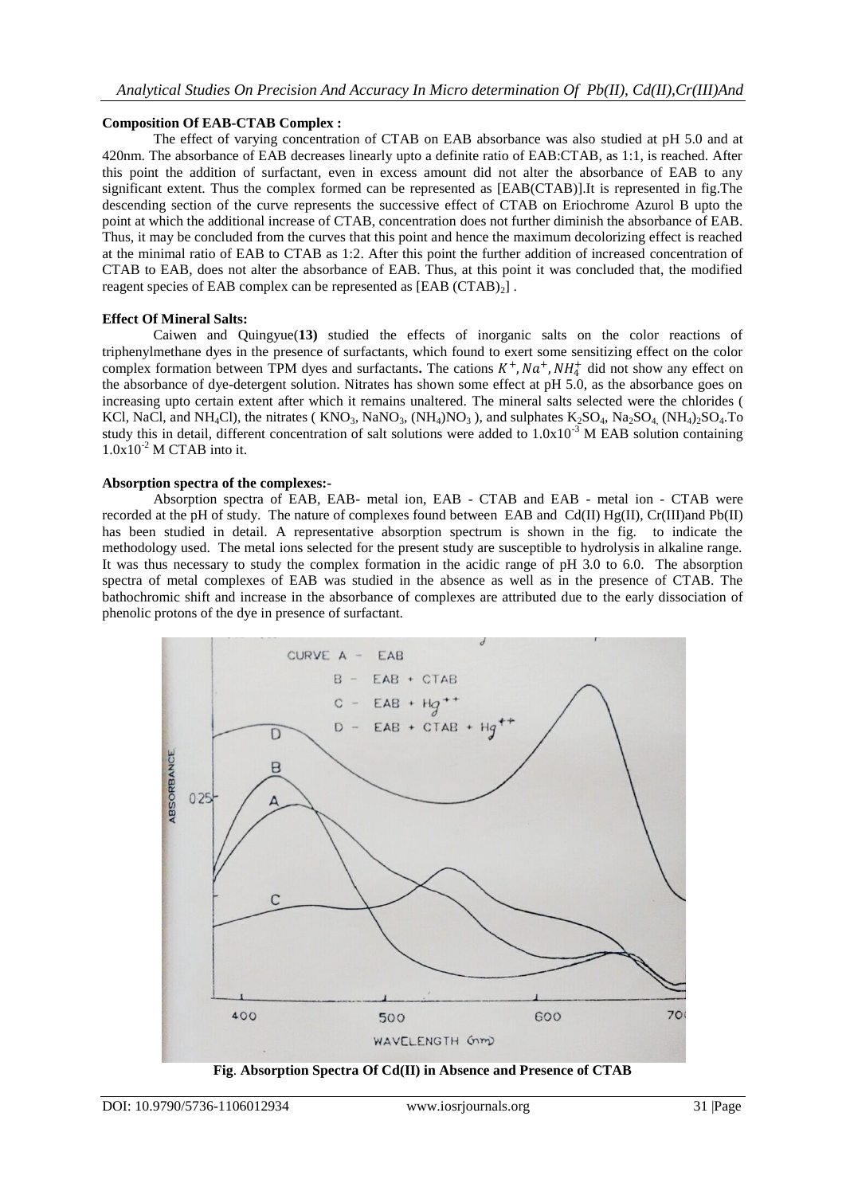**Composition Of EAB-CTAB Complex :**

The effect of varying concentration of CTAB on EAB absorbance was also studied at pH 5.0 and at 420nm. The absorbance of EAB decreases linearly upto a definite ratio of EAB:CTAB, as 1:1, is reached. After this point the addition of surfactant, even in excess amount did not alter the absorbance of EAB to any significant extent. Thus the complex formed can be represented as [EAB(CTAB)].It is represented in fig.The descending section of the curve represents the successive effect of CTAB on Eriochrome Azurol B upto the point at which the additional increase of CTAB, concentration does not further diminish the absorbance of EAB. Thus, it may be concluded from the curves that this point and hence the maximum decolorizing effect is reached at the minimal ratio of EAB to CTAB as 1:2. After this point the further addition of increased concentration of CTAB to EAB, does not alter the absorbance of EAB. Thus, at this point it was concluded that, the modified reagent species of EAB complex can be represented as $[EAB\ (CTAB)_2]$ .

**Effect Of Mineral Salts:**

Caiwen and Quingyue(**13)** studied the effects of inorganic salts on the color reactions of triphenylmethane dyes in the presence of surfactants, which found to exert some sensitizing effect on the color complex formation between TPM dyes and surfactants**.** The cations $K^+, Na^+, NH_4^+$ did not show any effect on the absorbance of dye-detergent solution. Nitrates has shown some effect at pH 5.0, as the absorbance goes on increasing upto certain extent after which it remains unaltered. The mineral salts selected were the chlorides ( KCl, NaCl, and $NH_4Cl$), the nitrates ( $KNO_3$, $NaNO_3$, $(NH_4)NO_3$ ), and sulphates $K_2SO_4$, $Na_2SO_4$, $(NH_4)_2SO_4$.To study this in detail, different concentration of salt solutions were added to $1.0x10^{-3}$ M EAB solution containing $1.0x10^{-2}$ M CTAB into it.

**Absorption spectra of the complexes:-**

Absorption spectra of EAB, EAB- metal ion, EAB - CTAB and EAB - metal ion - CTAB were recorded at the pH of study. The nature of complexes found between EAB and Cd(II) Hg(II), Cr(III)and Pb(II) has been studied in detail. A representative absorption spectrum is shown in the fig. to indicate the methodology used. The metal ions selected for the present study are susceptible to hydrolysis in alkaline range. It was thus necessary to study the complex formation in the acidic range of pH 3.0 to 6.0. The absorption spectra of metal complexes of EAB was studied in the absence as well as in the presence of CTAB. The bathochromic shift and increase in the absorbance of complexes are attributed due to the early dissociation of phenolic protons of the dye in presence of surfactant.

**Fig**. **Absorption Spectra Of Cd(II) in Absence and Presence of CTAB**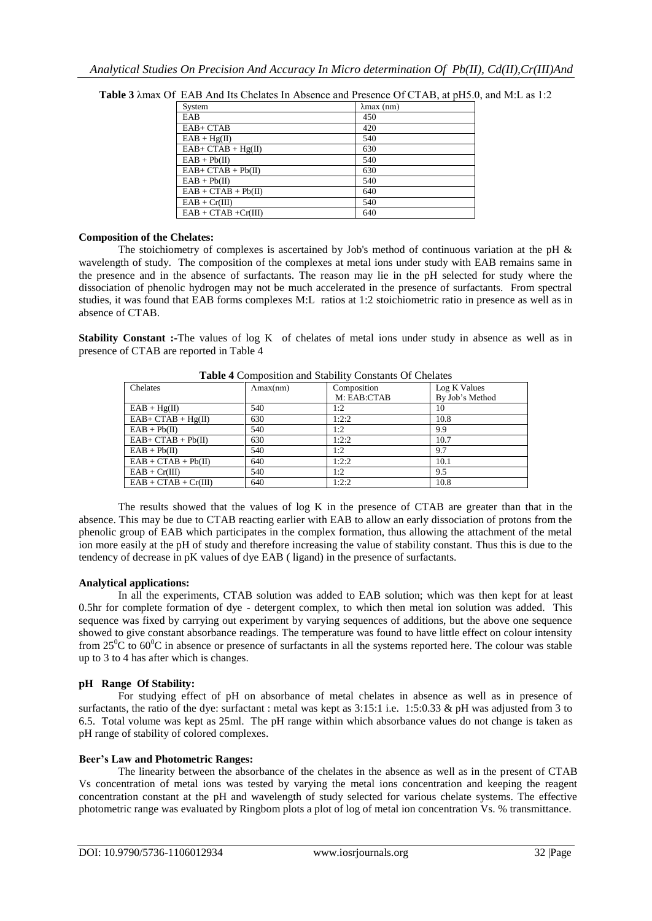**Table 3** λmax Of EAB And Its Chelates In Absence and Presence Of CTAB, at pH5.0, and M:L as 1:2

| System | λmax (nm) |
|---|---|
| EAB | 450 |
| EAB+ CTAB | 420 |
| EAB + Hg(II) | 540 |
| EAB+ CTAB + Hg(II) | 630 |
| EAB + Pb(II) | 540 |
| EAB+ CTAB + Pb(II) | 630 |
| EAB + Pb(II) | 540 |
| EAB + CTAB + Pb(II) | 640 |
| EAB + Cr(III) | 540 |
| EAB + CTAB +Cr(III) | 640 |

**Composition of the Chelates:**

The stoichiometry of complexes is ascertained by Job's method of continuous variation at the pH & wavelength of study. The composition of the complexes at metal ions under study with EAB remains same in the presence and in the absence of surfactants. The reason may lie in the pH selected for study where the dissociation of phenolic hydrogen may not be much accelerated in the presence of surfactants. From spectral studies, it was found that EAB forms complexes M:L ratios at 1:2 stoichiometric ratio in presence as well as in absence of CTAB.

**Stability Constant :-**The values of log K of chelates of metal ions under study in absence as well as in presence of CTAB are reported in Table 4

**Table 4** Composition and Stability Constants Of Chelates

| Chelates | Λmax(nm) | Composition M: EAB:CTAB | Log K Values By Job's Method |
|---|---|---|---|
| EAB + Hg(II) | 540 | 1:2 | 10 |
| EAB+ CTAB + Hg(II) | 630 | 1:2:2 | 10.8 |
| EAB + Pb(II) | 540 | 1:2 | 9.9 |
| EAB+ CTAB + Pb(II) | 630 | 1:2:2 | 10.7 |
| EAB + Pb(II) | 540 | 1:2 | 9.7 |
| EAB + CTAB + Pb(II) | 640 | 1:2:2 | 10.1 |
| EAB + Cr(III) | 540 | 1:2 | 9.5 |
| EAB + CTAB + Cr(III) | 640 | 1:2:2 | 10.8 |

The results showed that the values of log K in the presence of CTAB are greater than that in the absence. This may be due to CTAB reacting earlier with EAB to allow an early dissociation of protons from the phenolic group of EAB which participates in the complex formation, thus allowing the attachment of the metal ion more easily at the pH of study and therefore increasing the value of stability constant. Thus this is due to the tendency of decrease in pK values of dye EAB ( ligand) in the presence of surfactants.

**Analytical applications:**

In all the experiments, CTAB solution was added to EAB solution; which was then kept for at least 0.5hr for complete formation of dye - detergent complex, to which then metal ion solution was added. This sequence was fixed by carrying out experiment by varying sequences of additions, but the above one sequence showed to give constant absorbance readings. The temperature was found to have little effect on colour intensity from $25^0C$ to $60^0C$ in absence or presence of surfactants in all the systems reported here. The colour was stable up to 3 to 4 has after which is changes.

**pH Range Of Stability:**

For studying effect of pH on absorbance of metal chelates in absence as well as in presence of surfactants, the ratio of the dye: surfactant : metal was kept as 3:15:1 i.e. 1:5:0.33 & pH was adjusted from 3 to 6.5. Total volume was kept as 25ml. The pH range within which absorbance values do not change is taken as pH range of stability of colored complexes.

**Beer's Law and Photometric Ranges:**

The linearity between the absorbance of the chelates in the absence as well as in the present of CTAB Vs concentration of metal ions was tested by varying the metal ions concentration and keeping the reagent concentration constant at the pH and wavelength of study selected for various chelate systems. The effective photometric range was evaluated by Ringbom plots a plot of log of metal ion concentration Vs. % transmittance.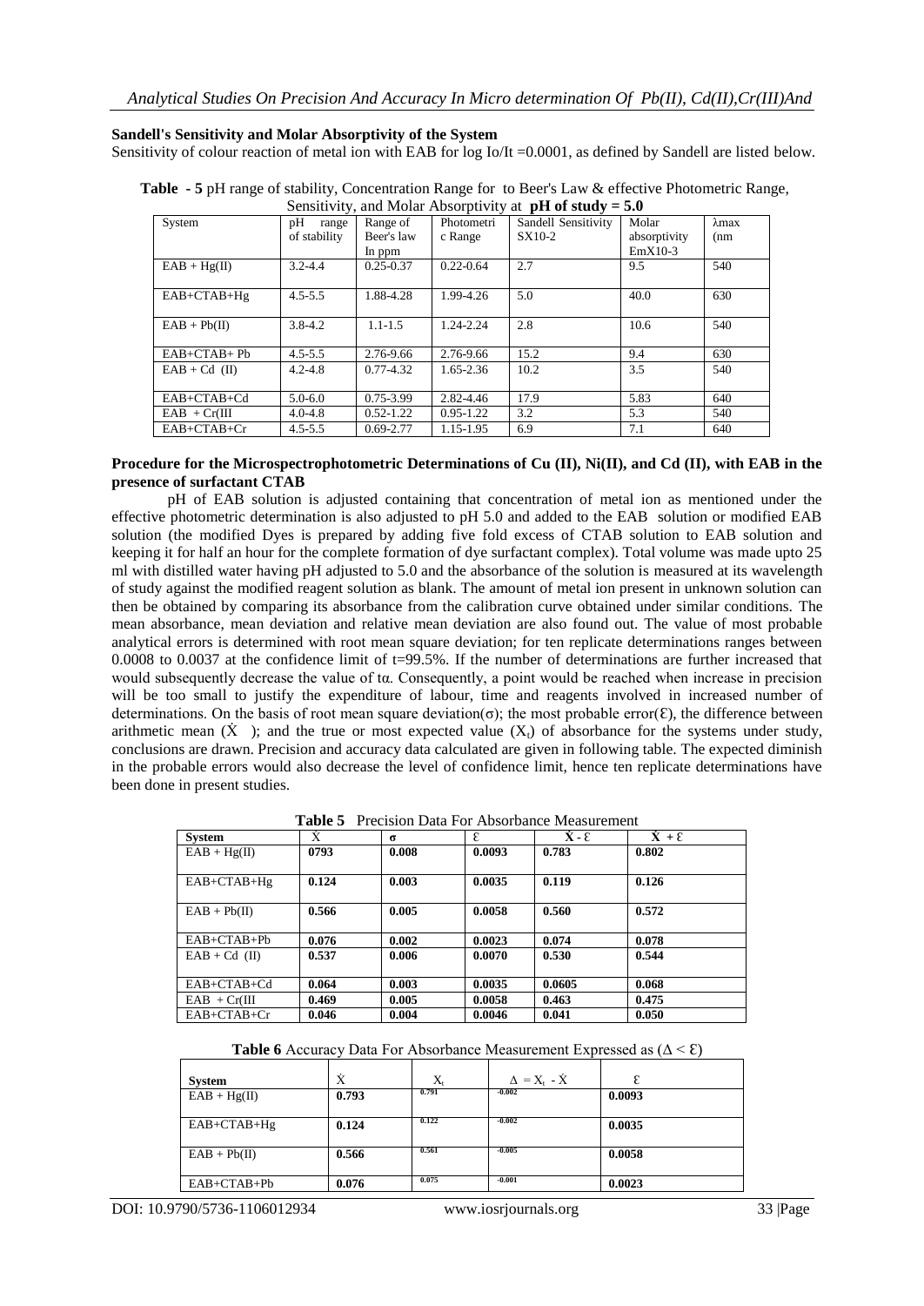## Sandell's Sensitivity and Molar Absorptivity of the System

Sensitivity of colour reaction of metal ion with EAB for log Io/It =0.0001, as defined by Sandell are listed below.

**Table - 5** pH range of stability, Concentration Range for to Beer's Law & effective Photometric Range, Sensitivity, and Molar Absorptivity at **pH of study = 5.0**

| System | pH range of stability | Range of Beer's law In ppm | Photometric Range | Sandell Sensitivity SX10-2 | Molar absorptivity EmX10-3 | λmax (nm |
|---|---|---|---|---|---|---|
| EAB + Hg(II) | 3.2-4.4 | 0.25-0.37 | 0.22-0.64 | 2.7 | 9.5 | 540 |
| EAB+CTAB+Hg | 4.5-5.5 | 1.88-4.28 | 1.99-4.26 | 5.0 | 40.0 | 630 |
| EAB + Pb(II) | 3.8-4.2 | 1.1-1.5 | 1.24-2.24 | 2.8 | 10.6 | 540 |
| EAB+CTAB+ Pb | 4.5-5.5 | 2.76-9.66 | 2.76-9.66 | 15.2 | 9.4 | 630 |
| EAB + Cd (II) | 4.2-4.8 | 0.77-4.32 | 1.65-2.36 | 10.2 | 3.5 | 540 |
| EAB+CTAB+Cd | 5.0-6.0 | 0.75-3.99 | 2.82-4.46 | 17.9 | 5.83 | 640 |
| EAB + Cr(III | 4.0-4.8 | 0.52-1.22 | 0.95-1.22 | 3.2 | 5.3 | 540 |
| EAB+CTAB+Cr | 4.5-5.5 | 0.69-2.77 | 1.15-1.95 | 6.9 | 7.1 | 640 |

## Procedure for the Microspectrophotometric Determinations of Cu (II), Ni(II), and Cd (II), with EAB in the presence of surfactant CTAB

pH of EAB solution is adjusted containing that concentration of metal ion as mentioned under the effective photometric determination is also adjusted to pH 5.0 and added to the EAB solution or modified EAB solution (the modified Dyes is prepared by adding five fold excess of CTAB solution to EAB solution and keeping it for half an hour for the complete formation of dye surfactant complex). Total volume was made upto 25 ml with distilled water having pH adjusted to 5.0 and the absorbance of the solution is measured at its wavelength of study against the modified reagent solution as blank. The amount of metal ion present in unknown solution can then be obtained by comparing its absorbance from the calibration curve obtained under similar conditions. The mean absorbance, mean deviation and relative mean deviation are also found out. The value of most probable analytical errors is determined with root mean square deviation; for ten replicate determinations ranges between 0.0008 to 0.0037 at the confidence limit of t=99.5%. If the number of determinations are further increased that would subsequently decrease the value of tα. Consequently, a point would be reached when increase in precision will be too small to justify the expenditure of labour, time and reagents involved in increased number of determinations. On the basis of root mean square deviation(σ); the most probable error(Ɛ), the difference between arithmetic mean ($\dot{X}$ ); and the true or most expected value ($X_t$) of absorbance for the systems under study, conclusions are drawn. Precision and accuracy data calculated are given in following table. The expected diminish in the probable errors would also decrease the level of confidence limit, hence ten replicate determinations have been done in present studies.

**Table 5** Precision Data For Absorbance Measurement

| System | $\dot{X}$ | σ | Ɛ | $\dot{X}$ - Ɛ | $\dot{X}$ + Ɛ |
|---|---|---|---|---|---|
| EAB + Hg(II) | **0793** | **0.008** | **0.0093** | **0.783** | **0.802** |
| EAB+CTAB+Hg | **0.124** | **0.003** | **0.0035** | **0.119** | **0.126** |
| EAB + Pb(II) | **0.566** | **0.005** | **0.0058** | **0.560** | **0.572** |
| EAB+CTAB+Pb | **0.076** | **0.002** | **0.0023** | **0.074** | **0.078** |
| EAB + Cd (II) | **0.537** | **0.006** | **0.0070** | **0.530** | **0.544** |
| EAB+CTAB+Cd | **0.064** | **0.003** | **0.0035** | **0.0605** | **0.068** |
| EAB + Cr(III | **0.469** | **0.005** | **0.0058** | **0.463** | **0.475** |
| EAB+CTAB+Cr | **0.046** | **0.004** | **0.0046** | **0.041** | **0.050** |

**Table 6** Accuracy Data For Absorbance Measurement Expressed as (Δ < Ɛ)

| System | $\dot{X}$ | $X_t$ | $\Delta = X_t - \dot{X}$ | Ɛ |
|---|---|---|---|---|
| EAB + Hg(II) | **0.793** | 0.791 | -0.002 | **0.0093** |
| EAB+CTAB+Hg | **0.124** | 0.122 | -0.002 | **0.0035** |
| EAB + Pb(II) | **0.566** | 0.561 | -0.005 | **0.0058** |
| EAB+CTAB+Pb | **0.076** | 0.075 | -0.001 | **0.0023** |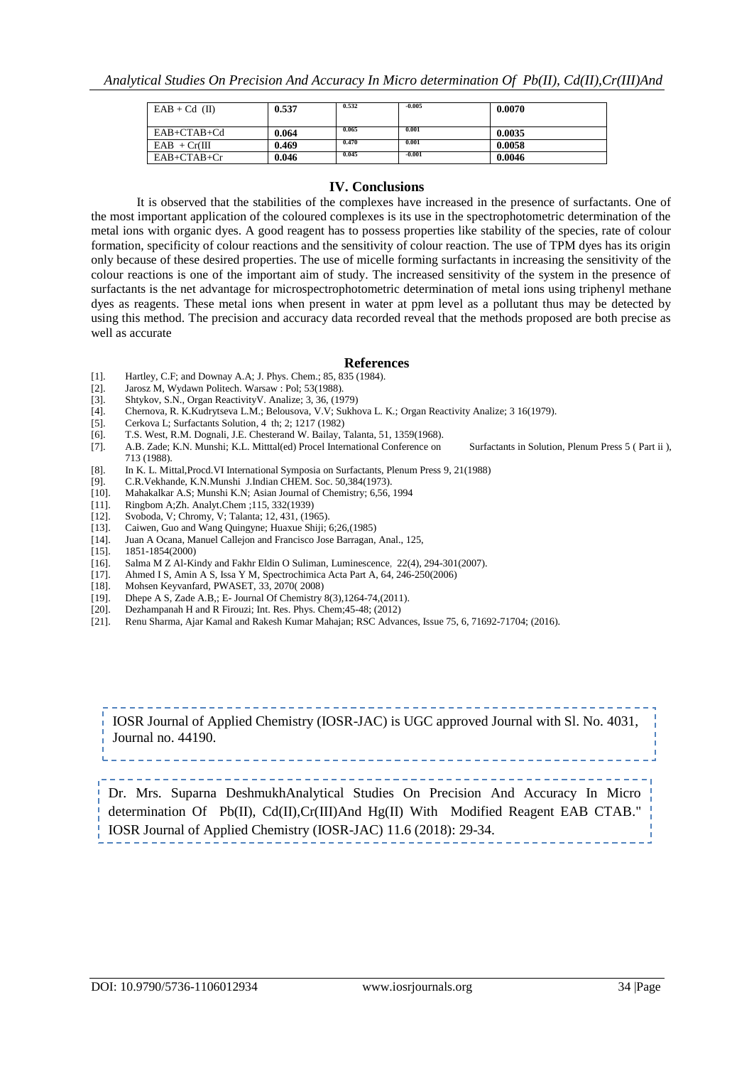| | | | | |
|---|---|---|---|---|
| EAB + Cd (II) | 0.537 | 0.532 | -0.005 | 0.0070 |
| EAB+CTAB+Cd | 0.064 | 0.065 | 0.001 | 0.0035 |
| EAB + Cr(III | 0.469 | 0.470 | 0.001 | 0.0058 |
| EAB+CTAB+Cr | 0.046 | 0.045 | -0.001 | 0.0046 |

## IV. Conclusions

It is observed that the stabilities of the complexes have increased in the presence of surfactants. One of the most important application of the coloured complexes is its use in the spectrophotometric determination of the metal ions with organic dyes. A good reagent has to possess properties like stability of the species, rate of colour formation, specificity of colour reactions and the sensitivity of colour reaction. The use of TPM dyes has its origin only because of these desired properties. The use of micelle forming surfactants in increasing the sensitivity of the colour reactions is one of the important aim of study. The increased sensitivity of the system in the presence of surfactants is the net advantage for microspectrophotometric determination of metal ions using triphenyl methane dyes as reagents. These metal ions when present in water at ppm level as a pollutant thus may be detected by using this method. The precision and accuracy data recorded reveal that the methods proposed are both precise as well as accurate

## References

- [1]. Hartley, C.F; and Downay A.A; J. Phys. Chem.; 85, 835 (1984).
- [2]. Jarosz M, Wydawn Politech. Warsaw : Pol; 53(1988).
- [3]. Shtykov, S.N., Organ ReactivityV. Analize; 3, 36, (1979)
- [4]. Chernova, R. K.Kudrytseva L.M.; Belousova, V.V; Sukhova L. K.; Organ Reactivity Analize; 3 16(1979).
- [5]. Cerkova L; Surfactants Solution, 4 th; 2; 1217 (1982)
- [6]. T.S. West, R.M. Dognali, J.E. Chesterand W. Bailay, Talanta, 51, 1359(1968).
- [7]. A.B. Zade; K.N. Munshi; K.L. Mitttal(ed) Procel International Conference on Surfactants in Solution, Plenum Press 5 ( Part ii ), 713 (1988).
- [8]. In K. L. Mittal,Procd.VI International Symposia on Surfactants, Plenum Press 9, 21(1988)
- [9]. C.R.Vekhande, K.N.Munshi J.Indian CHEM. Soc. 50,384(1973).
- [10]. Mahakalkar A.S; Munshi K.N; Asian Journal of Chemistry; 6,56, 1994
- [11]. Ringbom A;Zh. Analyt.Chem ;115, 332(1939)
- [12]. Svoboda, V; Chromy, V; Talanta; 12, 431, (1965).
- [13]. Caiwen, Guo and Wang Quingyne; Huaxue Shiji; 6;26,(1985)
- [14]. Juan A Ocana, Manuel Callejon and Francisco Jose Barragan, Anal., 125,
- [15]. 1851-1854(2000)
- [16]. Salma M Z Al-Kindy and Fakhr Eldin O Suliman, Luminescence, 22(4), 294-301(2007).
- [17]. Ahmed I S, Amin A S, Issa Y M, Spectrochimica Acta Part A, 64, 246-250(2006)
- [18]. Mohsen Keyvanfard, PWASET, 33, 2070( 2008)
- [19]. Dhepe A S, Zade A.B,; E- Journal Of Chemistry 8(3),1264-74,(2011).
- [20]. Dezhampanah H and R Firouzi; Int. Res. Phys. Chem;45-48; (2012)
- [21]. Renu Sharma, Ajar Kamal and Rakesh Kumar Mahajan; RSC Advances, Issue 75, 6, 71692-71704; (2016).

IOSR Journal of Applied Chemistry (IOSR-JAC) is UGC approved Journal with Sl. No. 4031, Journal no. 44190.

Dr. Mrs. Suparna DeshmukhAnalytical Studies On Precision And Accuracy In Micro determination Of Pb(II), Cd(II),Cr(III)And Hg(II) With Modified Reagent EAB CTAB." IOSR Journal of Applied Chemistry (IOSR-JAC) 11.6 (2018): 29-34.